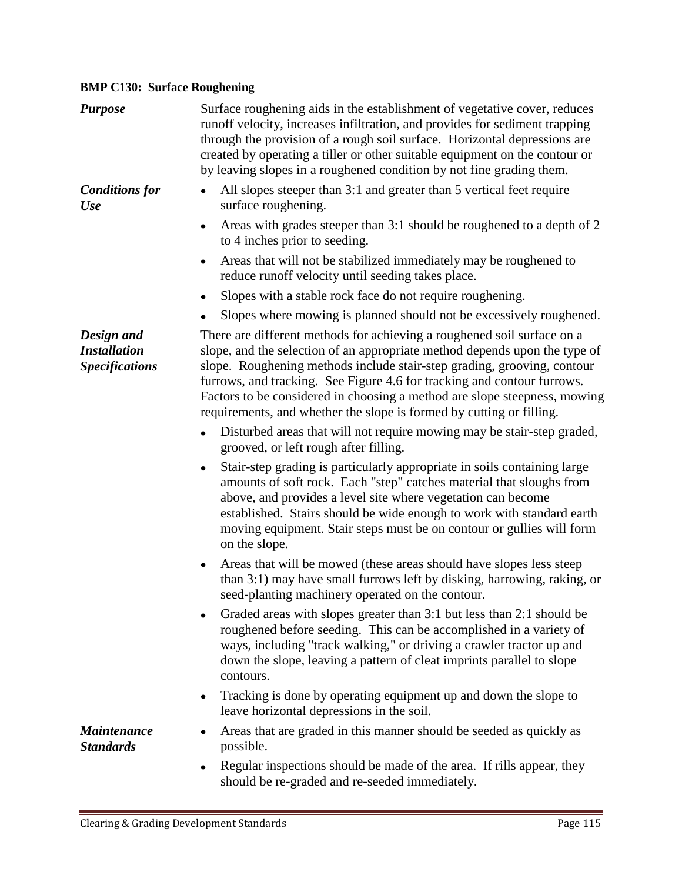**BMP C130: Surface Roughening**

***Purpose***

Surface roughening aids in the establishment of vegetative cover, reduces runoff velocity, increases infiltration, and provides for sediment trapping through the provision of a rough soil surface. Horizontal depressions are created by operating a tiller or other suitable equipment on the contour or by leaving slopes in a roughened condition by not fine grading them.

***Conditions for Use***

- All slopes steeper than 3:1 and greater than 5 vertical feet require surface roughening.
- Areas with grades steeper than 3:1 should be roughened to a depth of 2 to 4 inches prior to seeding.
- Areas that will not be stabilized immediately may be roughened to reduce runoff velocity until seeding takes place.
- Slopes with a stable rock face do not require roughening.
- Slopes where mowing is planned should not be excessively roughened.

***Design and Installation Specifications***

There are different methods for achieving a roughened soil surface on a slope, and the selection of an appropriate method depends upon the type of slope. Roughening methods include stair-step grading, grooving, contour furrows, and tracking. See Figure 4.6 for tracking and contour furrows. Factors to be considered in choosing a method are slope steepness, mowing requirements, and whether the slope is formed by cutting or filling.

- Disturbed areas that will not require mowing may be stair-step graded, grooved, or left rough after filling.
- Stair-step grading is particularly appropriate in soils containing large amounts of soft rock. Each "step" catches material that sloughs from above, and provides a level site where vegetation can become established. Stairs should be wide enough to work with standard earth moving equipment. Stair steps must be on contour or gullies will form on the slope.
- Areas that will be mowed (these areas should have slopes less steep than 3:1) may have small furrows left by disking, harrowing, raking, or seed-planting machinery operated on the contour.
- Graded areas with slopes greater than 3:1 but less than 2:1 should be roughened before seeding. This can be accomplished in a variety of ways, including "track walking," or driving a crawler tractor up and down the slope, leaving a pattern of cleat imprints parallel to slope contours.
- Tracking is done by operating equipment up and down the slope to leave horizontal depressions in the soil.

***Maintenance Standards***

- Areas that are graded in this manner should be seeded as quickly as possible.
- Regular inspections should be made of the area. If rills appear, they should be re-graded and re-seeded immediately.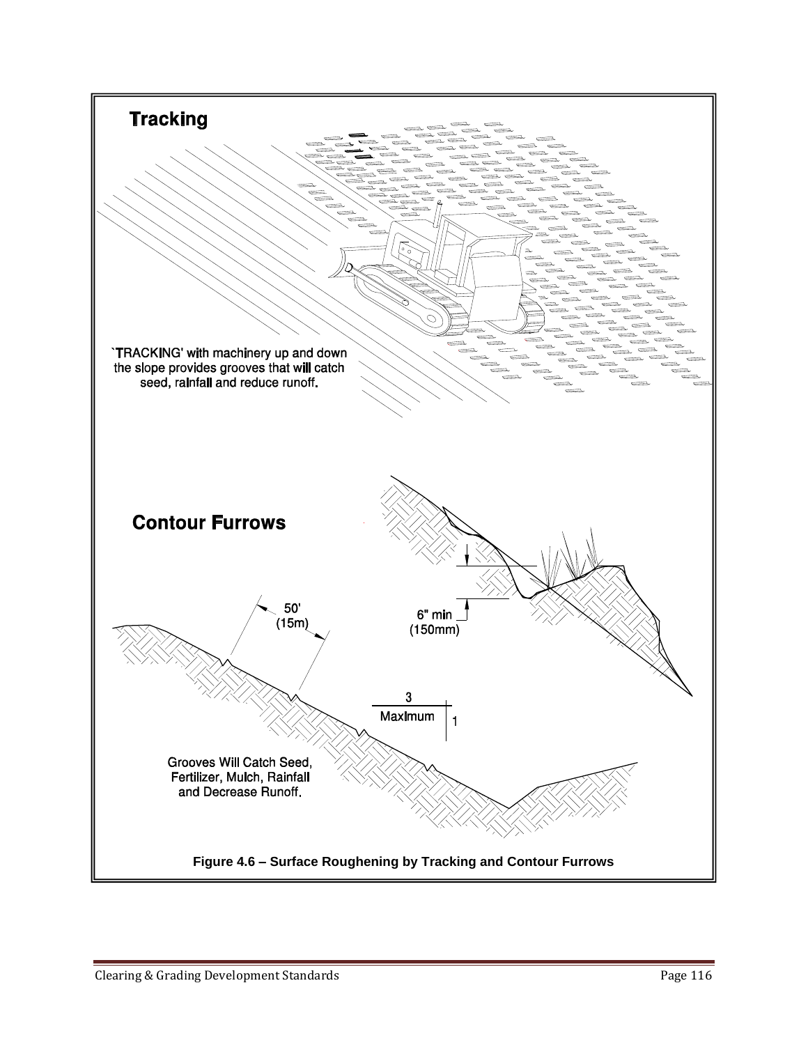Tracking

`TRACKING' with machinery up and down the slope provides grooves that will catch seed, rainfall and reduce runoff.

Contour Furrows

50' (15m)

6" min (150mm)

3 Maximum 1

Grooves Will Catch Seed, Fertilizer, Mulch, Rainfall and Decrease Runoff.

**Figure 4.6 – Surface Roughening by Tracking and Contour Furrows**